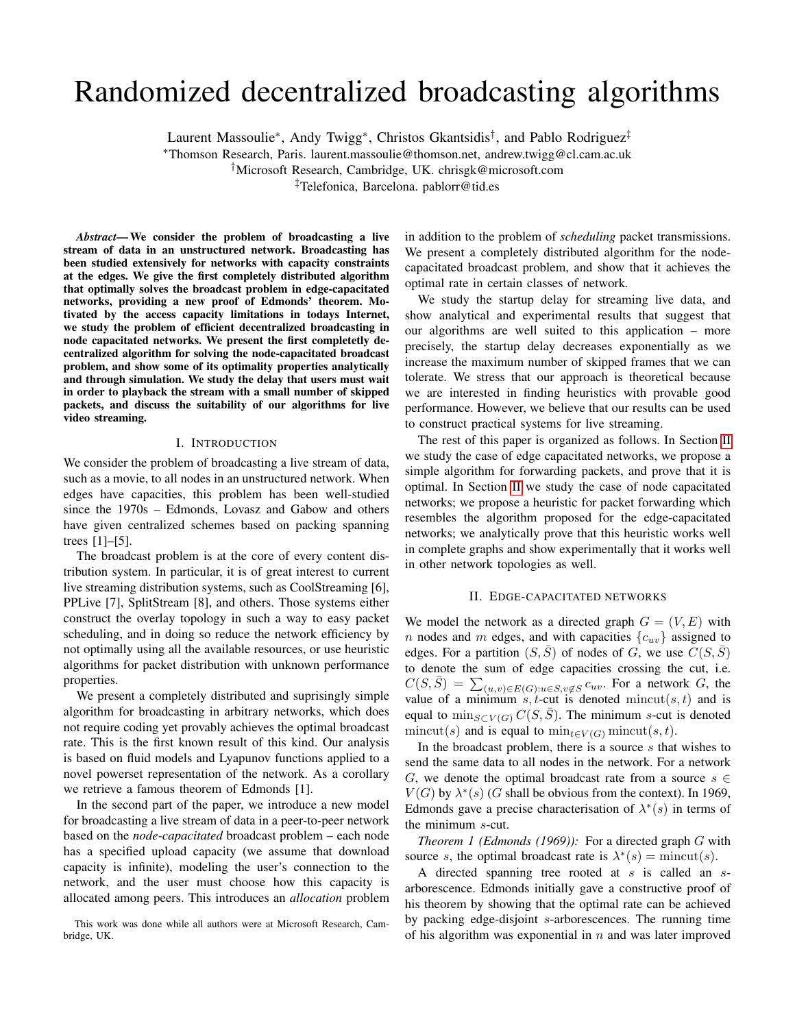# Randomized decentralized broadcasting algorithms

Laurent Massoulie*, Andy Twigg*, Christos Gkantsidis†, and Pablo Rodriguez‡

*Thomson Research, Paris. laurent.massoulie@thomson.net, andrew.twigg@cl.cam.ac.uk

†Microsoft Research, Cambridge, UK. chrisgk@microsoft.com

‡Telefonica, Barcelona. pablorr@tid.es

***Abstract*— We consider the problem of broadcasting a live stream of data in an unstructured network. Broadcasting has been studied extensively for networks with capacity constraints at the edges. We give the first completely distributed algorithm that optimally solves the broadcast problem in edge-capacitated networks, providing a new proof of Edmonds' theorem. Motivated by the access capacity limitations in todays Internet, we study the problem of efficient decentralized broadcasting in node capacitated networks. We present the first completetly decentralized algorithm for solving the node-capacitated broadcast problem, and show some of its optimality properties analytically and through simulation. We study the delay that users must wait in order to playback the stream with a small number of skipped packets, and discuss the suitability of our algorithms for live video streaming.**

## I. Introduction

We consider the problem of broadcasting a live stream of data, such as a movie, to all nodes in an unstructured network. When edges have capacities, this problem has been well-studied since the 1970s – Edmonds, Lovasz and Gabow and others have given centralized schemes based on packing spanning trees [1]–[5].

The broadcast problem is at the core of every content distribution system. In particular, it is of great interest to current live streaming distribution systems, such as CoolStreaming [6], PPLive [7], SplitStream [8], and others. Those systems either construct the overlay topology in such a way to easy packet scheduling, and in doing so reduce the network efficiency by not optimally using all the available resources, or use heuristic algorithms for packet distribution with unknown performance properties.

We present a completely distributed and suprisingly simple algorithm for broadcasting in arbitrary networks, which does not require coding yet provably achieves the optimal broadcast rate. This is the first known result of this kind. Our analysis is based on fluid models and Lyapunov functions applied to a novel powerset representation of the network. As a corollary we retrieve a famous theorem of Edmonds [1].

In the second part of the paper, we introduce a new model for broadcasting a live stream of data in a peer-to-peer network based on the *node-capacitated* broadcast problem – each node has a specified upload capacity (we assume that download capacity is infinite), modeling the user's connection to the network, and the user must choose how this capacity is allocated among peers. This introduces an *allocation* problem in addition to the problem of *scheduling* packet transmissions. We present a completely distributed algorithm for the node-capacitated broadcast problem, and show that it achieves the optimal rate in certain classes of network.

We study the startup delay for streaming live data, and show analytical and experimental results that suggest that our algorithms are well suited to this application – more precisely, the startup delay decreases exponentially as we increase the maximum number of skipped frames that we can tolerate. We stress that our approach is theoretical because we are interested in finding heuristics with provable good performance. However, we believe that our results can be used to construct practical systems for live streaming.

The rest of this paper is organized as follows. In Section II we study the case of edge capacitated networks, we propose a simple algorithm for forwarding packets, and prove that it is optimal. In Section II we study the case of node capacitated networks; we propose a heuristic for packet forwarding which resembles the algorithm proposed for the edge-capacitated networks; we analytically prove that this heuristic works well in complete graphs and show experimentally that it works well in other network topologies as well.

## II. Edge-capacitated networks

We model the network as a directed graph $G = (V, E)$ with $n$ nodes and $m$ edges, and with capacities $\{c_{uv}\}$ assigned to edges. For a partition $(S, \bar{S})$ of nodes of $G$, we use $C(S, \bar{S})$ to denote the sum of edge capacities crossing the cut, i.e. $C(S, \bar{S}) = \sum_{(u,v)\in E(G): u\in S, v\notin S} c_{uv}$. For a network $G$, the value of a minimum $s,t$-cut is denoted $\mathrm{mincut}(s,t)$ and is equal to $\min_{S\subset V(G)} C(S, \bar{S})$. The minimum $s$-cut is denoted $\mathrm{mincut}(s)$ and is equal to $\min_{t\in V(G)} \mathrm{mincut}(s,t)$.

In the broadcast problem, there is a source $s$ that wishes to send the same data to all nodes in the network. For a network $G$, we denote the optimal broadcast rate from a source $s \in V(G)$ by $\lambda^*(s)$ ($G$ shall be obvious from the context). In 1969, Edmonds gave a precise characterisation of $\lambda^*(s)$ in terms of the minimum $s$-cut.

*Theorem 1 (Edmonds (1969)):* For a directed graph $G$ with source $s$, the optimal broadcast rate is $\lambda^*(s) = \mathrm{mincut}(s)$.

A directed spanning tree rooted at $s$ is called an $s$-arborescence. Edmonds initially gave a constructive proof of his theorem by showing that the optimal rate can be achieved by packing edge-disjoint $s$-arborescences. The running time of his algorithm was exponential in $n$ and was later improved

This work was done while all authors were at Microsoft Research, Cambridge, UK.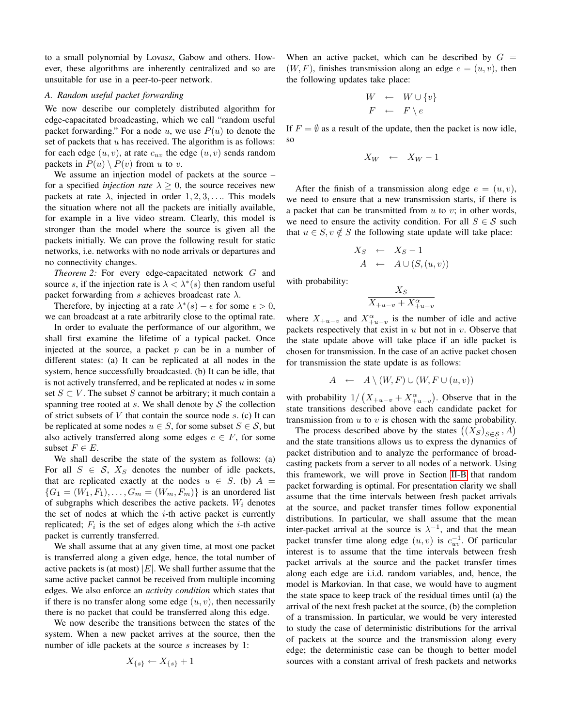to a small polynomial by Lovasz, Gabow and others. However, these algorithms are inherently centralized and so are unsuitable for use in a peer-to-peer network.

### A. Random useful packet forwarding

We now describe our completely distributed algorithm for edge-capacitated broadcasting, which we call "random useful packet forwarding." For a node $u$, we use $P(u)$ to denote the set of packets that $u$ has received. The algorithm is as follows: for each edge $(u, v)$, at rate $c_{uv}$ the edge $(u, v)$ sends random packets in $P(u) \setminus P(v)$ from $u$ to $v$.

We assume an injection model of packets at the source – for a specified *injection rate* $\lambda \geq 0$, the source receives new packets at rate $\lambda$, injected in order $1, 2, 3, \ldots$. This models the situation where not all the packets are initially available, for example in a live video stream. Clearly, this model is stronger than the model where the source is given all the packets initially. We can prove the following result for static networks, i.e. networks with no node arrivals or departures and no connectivity changes.

*Theorem 2:* For every edge-capacitated network $G$ and source $s$, if the injection rate is $\lambda < \lambda^*(s)$ then random useful packet forwarding from $s$ achieves broadcast rate $\lambda$.

Therefore, by injecting at a rate $\lambda^*(s) - \epsilon$ for some $\epsilon > 0$, we can broadcast at a rate arbitrarily close to the optimal rate.

In order to evaluate the performance of our algorithm, we shall first examine the lifetime of a typical packet. Once injected at the source, a packet $p$ can be in a number of different states: (a) It can be replicated at all nodes in the system, hence successfully broadcasted. (b) It can be idle, that is not actively transferred, and be replicated at nodes $u$ in some set $S \subset V$. The subset $S$ cannot be arbitrary; it much contain a spanning tree rooted at $s$. We shall denote by $\mathcal{S}$ the collection of strict subsets of $V$ that contain the source node $s$. (c) It can be replicated at some nodes $u \in S$, for some subset $S \in \mathcal{S}$, but also actively transferred along some edges $e \in F$, for some subset $F \in E$.

We shall describe the state of the system as follows: (a) For all $S \in \mathcal{S}$, $X_S$ denotes the number of idle packets, that are replicated exactly at the nodes $u \in S$. (b) $A = \{G_1 = (W_1, F_1), \ldots, G_m = (W_m, F_m)\}$ is an unordered list of subgraphs which describes the active packets. $W_i$ denotes the set of nodes at which the $i$-th active packet is currently replicated; $F_i$ is the set of edges along which the $i$-th active packet is currently transferred.

We shall assume that at any given time, at most one packet is transferred along a given edge, hence, the total number of active packets is (at most) $|E|$. We shall further assume that the same active packet cannot be received from multiple incoming edges. We also enforce an *activity condition* which states that if there is no transfer along some edge $(u, v)$, then necessarily there is no packet that could be transferred along this edge.

We now describe the transitions between the states of the system. When a new packet arrives at the source, then the number of idle packets at the source $s$ increases by 1:

$$X_{\{s\}} \leftarrow X_{\{s\}} + 1$$

When an active packet, which can be described by $G = (W, F)$, finishes transmission along an edge $e = (u, v)$, then the following updates take place:

$$\begin{aligned} W &\leftarrow W \cup \{v\} \\ F &\leftarrow F \setminus e \end{aligned}$$

If $F = \emptyset$ as a result of the update, then the packet is now idle, so

$$X_W \leftarrow X_W - 1$$

After the finish of a transmission along edge $e = (u, v)$, we need to ensure that a new transmission starts, if there is a packet that can be transmitted from $u$ to $v$; in other words, we need to ensure the activity condition. For all $S \in \mathcal{S}$ such that $u \in S, v \notin S$ the following state update will take place:

$$\begin{aligned} X_S &\leftarrow X_S - 1 \\ A &\leftarrow A \cup (S, (u, v)) \end{aligned}$$

with probability:

$$\frac{X_S}{X_{+u-v} + X^{\alpha}_{+u-v}}$$

where $X_{+u-v}$ and $X^{\alpha}_{+u-v}$ is the number of idle and active packets respectively that exist in $u$ but not in $v$. Observe that the state update above will take place if an idle packet is chosen for transmission. In the case of an active packet chosen for transmission the state update is as follows:

$$A \leftarrow A \setminus (W, F) \cup (W, F \cup (u, v))$$

with probability $1/\left(X_{+u-v} + X^{\alpha}_{+u-v}\right)$. Observe that in the state transitions described above each candidate packet for transmission from $u$ to $v$ is chosen with the same probability.

The process described above by the states $\left((X_S)_{S \in \mathcal{S}}, A\right)$ and the state transitions allows us to express the dynamics of packet distribution and to analyze the performance of broadcasting packets from a server to all nodes of a network. Using this framework, we will prove in Section II-B that random packet forwarding is optimal. For presentation clarity we shall assume that the time intervals between fresh packet arrivals at the source, and packet transfer times follow exponential distributions. In particular, we shall assume that the mean inter-packet arrival at the source is $\lambda^{-1}$, and that the mean packet transfer time along edge $(u, v)$ is $c_{uv}^{-1}$. Of particular interest is to assume that the time intervals between fresh packet arrivals at the source and the packet transfer times along each edge are i.i.d. random variables, and, hence, the model is Markovian. In that case, we would have to augment the state space to keep track of the residual times until (a) the arrival of the next fresh packet at the source, (b) the completion of a transmission. In particular, we would be very interested to study the case of deterministic distributions for the arrival of packets at the source and the transmission along every edge; the deterministic case can be though to better model sources with a constant arrival of fresh packets and networks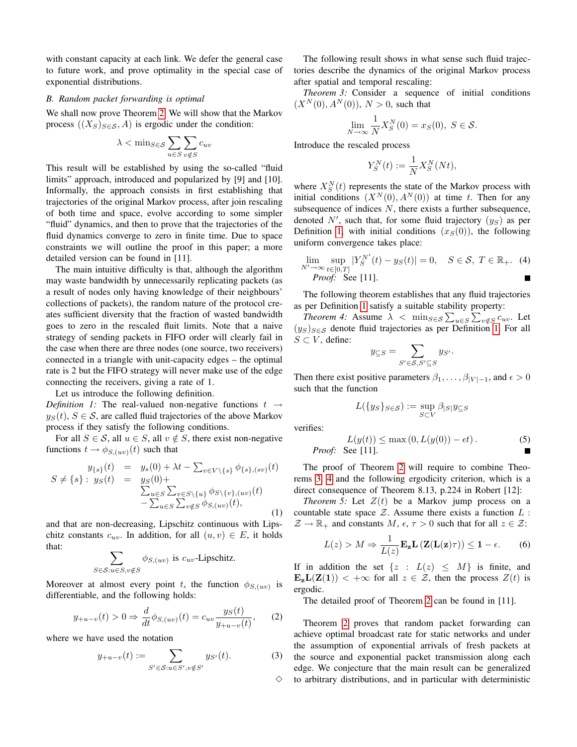with constant capacity at each link. We defer the general case to future work, and prove optimality in the special case of exponential distributions.

### B. Random packet forwarding is optimal

We shall now prove Theorem 2. We will show that the Markov process $((X_S)_{S\in\mathcal{S}}, A)$ is ergodic under the condition:

$$\lambda < \min_{S\in\mathcal{S}} \sum_{u\in S}\sum_{v\notin S} c_{uv}$$

This result will be established by using the so-called "fluid limits" approach, introduced and popularized by [9] and [10]. Informally, the approach consists in first establishing that trajectories of the original Markov process, after join rescaling of both time and space, evolve according to some simpler "fluid" dynamics, and then to prove that the trajectories of the fluid dynamics converge to zero in finite time. Due to space constraints we will outline the proof in this paper; a more detailed version can be found in [11].

The main intuitive difficulty is that, although the algorithm may waste bandwidth by unnecessarily replicating packets (as a result of nodes only having knowledge of their neighbours' collections of packets), the random nature of the protocol creates sufficient diversity that the fraction of wasted bandwidth goes to zero in the rescaled fluit limits. Note that a naive strategy of sending packets in FIFO order will clearly fail in the case when there are three nodes (one source, two receivers) connected in a triangle with unit-capacity edges – the optimal rate is 2 but the FIFO strategy will never make use of the edge connecting the receivers, giving a rate of 1.

Let us introduce the following definition.

*Definition 1:* The real-valued non-negative functions $t \to y_S(t)$, $S\in\mathcal{S}$, are called fluid trajectories of the above Markov process if they satisfy the following conditions.

For all $S\in\mathcal{S}$, all $u\in S$, all $v\notin S$, there exist non-negative functions $t\to\phi_{S,(uv)}(t)$ such that

$$\begin{array}{rcl} y_{\{s\}}(t) & = & y_s(0)+\lambda t-\sum_{v\in V\setminus\{s\}}\phi_{\{s\},(sv)}(t) \\ S\neq\{s\}:\; y_S(t) & = & y_S(0)+ \\ & & \sum_{u\in S}\sum_{v\in S\setminus\{u\}}\phi_{S\setminus\{v\},(uv)}(t) \\ & & -\sum_{u\in S}\sum_{v\notin S}\phi_{S,(uv)}(t), \end{array} \qquad (1)$$

and that are non-decreasing, Lipschitz continuous with Lipschitz constants $c_{uv}$. In addition, for all $(u,v)\in E$, it holds that:

$$\sum_{S\in\mathcal{S}:u\in S, v\notin S}\phi_{S,(uv)} \text{ is } c_{uv}\text{-Lipschitz}.$$

Moreover at almost every point $t$, the function $\phi_{S,(uv)}$ is differentiable, and the following holds:

$$y_{+u-v}(t)>0 \Rightarrow \frac{d}{dt}\phi_{S,(uv)}(t)=c_{uv}\frac{y_S(t)}{y_{+u-v}(t)}, \qquad (2)$$

where we have used the notation

$$y_{+u-v}(t) := \sum_{S'\in\mathcal{S}:u\in S', v\notin S'} y_{S'}(t). \qquad (3)$$

◇

The following result shows in what sense such fluid trajectories describe the dynamics of the original Markov process after spatial and temporal rescaling:

*Theorem 3:* Consider a sequence of initial conditions $(X^N(0), A^N(0))$, $N>0$, such that

$$\lim_{N\to\infty}\frac{1}{N}X_S^N(0)=x_S(0),\; S\in\mathcal{S}.$$

Introduce the rescaled process

$$Y_S^N(t) := \frac{1}{N}X_S^N(Nt),$$

where $X_S^N(t)$ represents the state of the Markov process with initial conditions $(X^N(0), A^N(0))$ at time $t$. Then for any subsequence of indices $N$, there exists a further subsequence, denoted $N'$, such that, for some fluid trajectory $(y_S)$ as per Definition 1, with initial conditions $(x_S(0))$, the following uniform convergence takes place:

$$\lim_{N'\to\infty}\sup_{t\in[0,T]}|Y_S^{N'}(t)-y_S(t)|=0, \quad S\in\mathcal{S},\; T\in\mathbb{R}_+. \quad (4)$$

*Proof:* See [11]. ■

The following theorem establishes that any fluid trajectories as per Definition 1 satisfy a suitable stability property:

*Theorem 4:* Assume $\lambda < \min_{S\in\mathcal{S}}\sum_{u\in S}\sum_{v\notin S}c_{uv}$. Let $(y_S)_{S\in\mathcal{S}}$ denote fluid trajectories as per Definition 1. For all $S\subset V$, define:

$$y_{\subseteq S} = \sum_{S'\in\mathcal{S}, S'\subseteq S} y_{S'}.$$

Then there exist positive parameters $\beta_1,\ldots,\beta_{|V|-1}$, and $\epsilon>0$ such that the function

$$L(\{y_S\}_{S\in\mathcal{S}}) := \sup_{S\subset V}\beta_{|S|}y_{\subseteq S}$$

verifies:

$$L(y(t)) \le \max\left(0, L(y(0))-\epsilon t\right). \qquad (5)$$

*Proof:* See [11]. ■

The proof of Theorem 2 will require to combine Theorems 3, 4 and the following ergodicity criterion, which is a direct consequence of Theorem 8.13, p.224 in Robert [12]:

*Theorem 5:* Let $Z(t)$ be a Markov jump process on a countable state space $\mathcal{Z}$. Assume there exists a function $L:\mathcal{Z}\to\mathbb{R}_+$ and constants $M$, $\epsilon$, $\tau>0$ such that for all $z\in\mathcal{Z}$:

$$L(z)>M \Rightarrow \frac{1}{L(z)}\mathbf{E_z L}\left(\mathbf{Z}(\mathbf{L}(\mathbf{z})\tau)\right)\le \mathbf{1}-\epsilon. \qquad (6)$$

If in addition the set $\{z : L(z)\le M\}$ is finite, and $\mathbf{E_z L}(\mathbf{Z}(\mathbf{1}))<+\infty$ for all $z\in\mathcal{Z}$, then the process $Z(t)$ is ergodic.

The detailed proof of Theorem 2 can be found in [11].

Theorem 2 proves that random packet forwarding can achieve optimal broadcast rate for static networks and under the assumption of exponential arrivals of fresh packets at the source and exponential packet transmission along each edge. We conjecture that the main result can be generalized to arbitrary distributions, and in particular with deterministic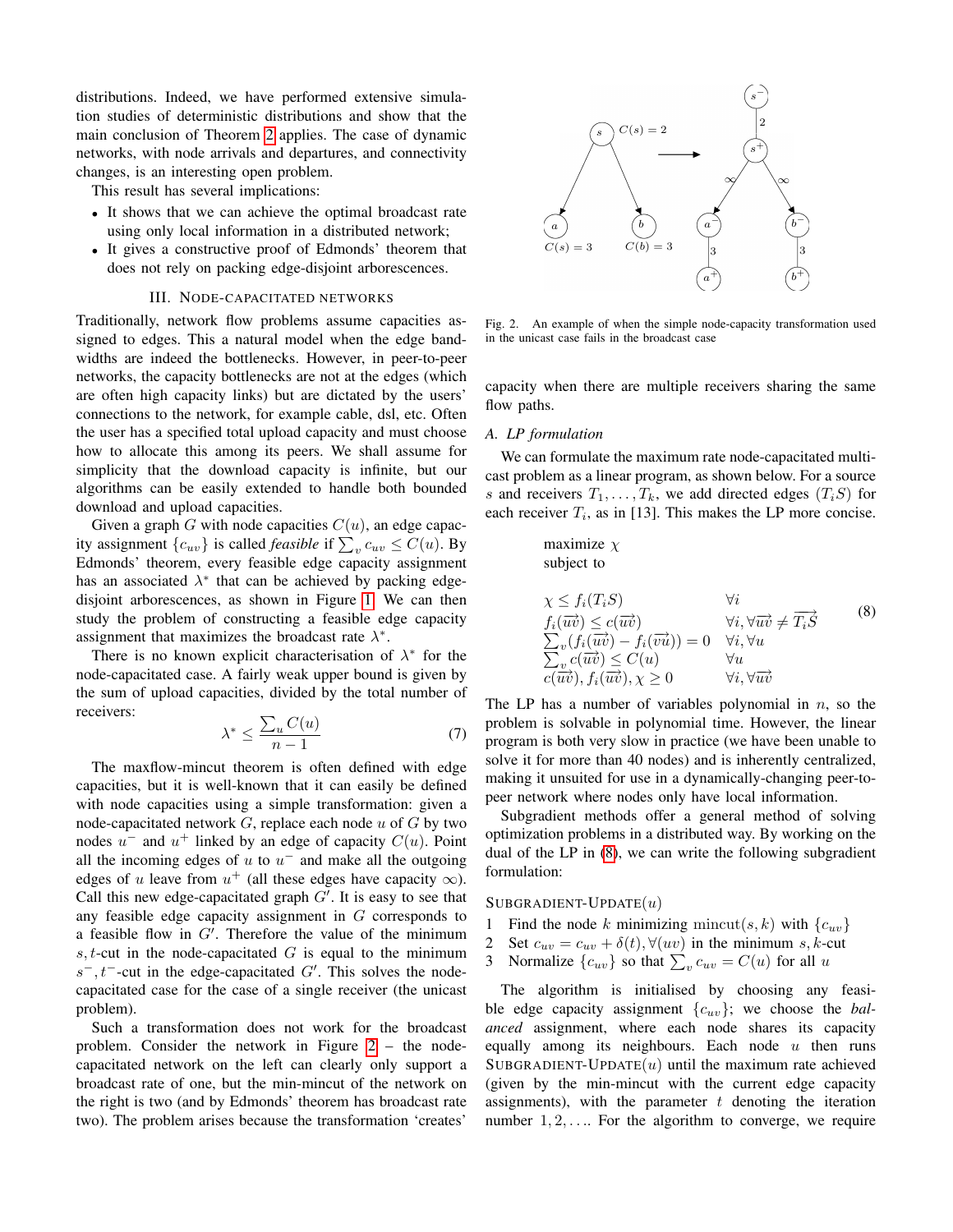distributions. Indeed, we have performed extensive simulation studies of deterministic distributions and show that the main conclusion of Theorem 2 applies. The case of dynamic networks, with node arrivals and departures, and connectivity changes, is an interesting open problem.

This result has several implications:

- It shows that we can achieve the optimal broadcast rate using only local information in a distributed network;
- It gives a constructive proof of Edmonds' theorem that does not rely on packing edge-disjoint arborescences.

## III. Node-capacitated networks

Traditionally, network flow problems assume capacities assigned to edges. This a natural model when the edge bandwidths are indeed the bottlenecks. However, in peer-to-peer networks, the capacity bottlenecks are not at the edges (which are often high capacity links) but are dictated by the users' connections to the network, for example cable, dsl, etc. Often the user has a specified total upload capacity and must choose how to allocate this among its peers. We shall assume for simplicity that the download capacity is infinite, but our algorithms can be easily extended to handle both bounded download and upload capacities.

Given a graph $G$ with node capacities $C(u)$, an edge capacity assignment $\{c_{uv}\}$ is called *feasible* if $\sum_v c_{uv} \leq C(u)$. By Edmonds' theorem, every feasible edge capacity assignment has an associated $\lambda^*$ that can be achieved by packing edge-disjoint arborescences, as shown in Figure 1. We can then study the problem of constructing a feasible edge capacity assignment that maximizes the broadcast rate $\lambda^*$.

There is no known explicit characterisation of $\lambda^*$ for the node-capacitated case. A fairly weak upper bound is given by the sum of upload capacities, divided by the total number of receivers:

$$\lambda^* \leq \frac{\sum_u C(u)}{n-1} \tag{7}$$

The maxflow-mincut theorem is often defined with edge capacities, but it is well-known that it can easily be defined with node capacities using a simple transformation: given a node-capacitated network $G$, replace each node $u$ of $G$ by two nodes $u^-$ and $u^+$ linked by an edge of capacity $C(u)$. Point all the incoming edges of $u$ to $u^-$ and make all the outgoing edges of $u$ leave from $u^+$ (all these edges have capacity $\infty$). Call this new edge-capacitated graph $G'$. It is easy to see that any feasible edge capacity assignment in $G$ corresponds to a feasible flow in $G'$. Therefore the value of the minimum $s,t$-cut in the node-capacitated $G$ is equal to the minimum $s^-,t^-$-cut in the edge-capacitated $G'$. This solves the node-capacitated case for the case of a single receiver (the unicast problem).

Such a transformation does not work for the broadcast problem. Consider the network in Figure 2 – the node-capacitated network on the left can clearly only support a broadcast rate of one, but the min-mincut of the network on the right is two (and by Edmonds' theorem has broadcast rate two). The problem arises because the transformation 'creates' capacity when there are multiple receivers sharing the same flow paths.

Fig. 2. An example of when the simple node-capacity transformation used in the unicast case fails in the broadcast case

### A. LP formulation

We can formulate the maximum rate node-capacitated multicast problem as a linear program, as shown below. For a source $s$ and receivers $T_1, \ldots, T_k$, we add directed edges $(T_i S)$ for each receiver $T_i$, as in [13]. This makes the LP more concise.

$$\begin{array}{ll}
\text{maximize } \chi & \\
\text{subject to} & \\
& \\
\chi \leq f_i(T_i S) & \forall i \\
f_i(\overrightarrow{uv}) \leq c(\overrightarrow{uv}) & \forall i, \forall \overrightarrow{uv} \neq \overrightarrow{T_i S} \\
\sum_v (f_i(\overrightarrow{uv}) - f_i(\overrightarrow{vu})) = 0 & \forall i, \forall u \\
\sum_v c(\overrightarrow{uv}) \leq C(u) & \forall u \\
c(\overrightarrow{uv}), f_i(\overrightarrow{uv}), \chi \geq 0 & \forall i, \forall \overrightarrow{uv}
\end{array} \tag{8}$$

The LP has a number of variables polynomial in $n$, so the problem is solvable in polynomial time. However, the linear program is both very slow in practice (we have been unable to solve it for more than 40 nodes) and is inherently centralized, making it unsuited for use in a dynamically-changing peer-to-peer network where nodes only have local information.

Subgradient methods offer a general method of solving optimization problems in a distributed way. By working on the dual of the LP in (8), we can write the following subgradient formulation:

Subgradient-Update($u$)

1. Find the node $k$ minimizing $\text{mincut}(s,k)$ with $\{c_{uv}\}$
2. Set $c_{uv} = c_{uv} + \delta(t), \forall (uv)$ in the minimum $s,k$-cut
3. Normalize $\{c_{uv}\}$ so that $\sum_v c_{uv} = C(u)$ for all $u$

The algorithm is initialised by choosing any feasible edge capacity assignment $\{c_{uv}\}$; we choose the *balanced* assignment, where each node shares its capacity equally among its neighbours. Each node $u$ then runs Subgradient-Update($u$) until the maximum rate achieved (given by the min-mincut with the current edge capacity assignments), with the parameter $t$ denoting the iteration number $1, 2, \ldots$. For the algorithm to converge, we require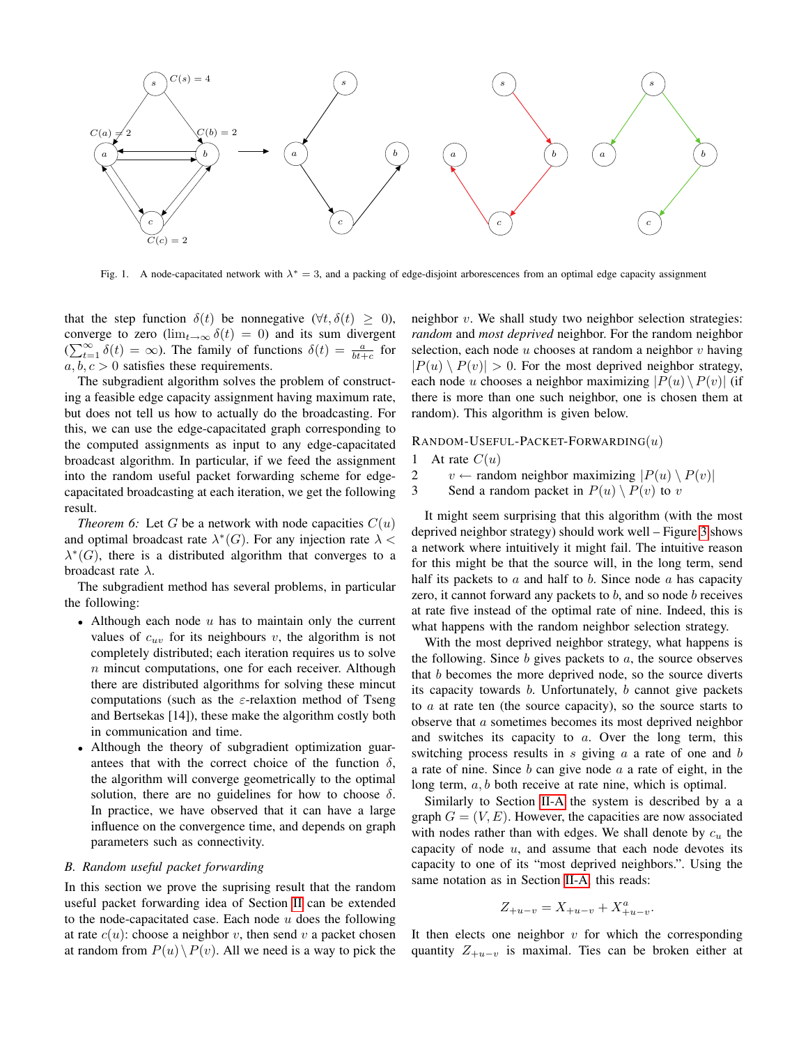Fig. 1. A node-capacitated network with $\lambda^* = 3$, and a packing of edge-disjoint arborescences from an optimal edge capacity assignment

that the step function $\delta(t)$ be nonnegative ($\forall t, \delta(t) \geq 0$), converge to zero ($\lim_{t\to\infty} \delta(t) = 0$) and its sum divergent ($\sum_{t=1}^{\infty} \delta(t) = \infty$). The family of functions $\delta(t) = \frac{a}{bt+c}$ for $a, b, c > 0$ satisfies these requirements.

The subgradient algorithm solves the problem of constructing a feasible edge capacity assignment having maximum rate, but does not tell us how to actually do the broadcasting. For this, we can use the edge-capacitated graph corresponding to the computed assignments as input to any edge-capacitated broadcast algorithm. In particular, if we feed the assignment into the random useful packet forwarding scheme for edge-capacitated broadcasting at each iteration, we get the following result.

*Theorem 6:* Let $G$ be a network with node capacities $C(u)$ and optimal broadcast rate $\lambda^*(G)$. For any injection rate $\lambda < \lambda^*(G)$, there is a distributed algorithm that converges to a broadcast rate $\lambda$.

The subgradient method has several problems, in particular the following:

- Although each node $u$ has to maintain only the current values of $c_{uv}$ for its neighbours $v$, the algorithm is not completely distributed; each iteration requires us to solve $n$ mincut computations, one for each receiver. Although there are distributed algorithms for solving these mincut computations (such as the $\varepsilon$-relaxtion method of Tseng and Bertsekas [14]), these make the algorithm costly both in communication and time.
- Although the theory of subgradient optimization guarantees that with the correct choice of the function $\delta$, the algorithm will converge geometrically to the optimal solution, there are no guidelines for how to choose $\delta$. In practice, we have observed that it can have a large influence on the convergence time, and depends on graph parameters such as connectivity.

### B. Random useful packet forwarding

In this section we prove the suprising result that the random useful packet forwarding idea of Section II can be extended to the node-capacitated case. Each node $u$ does the following at rate $c(u)$: choose a neighbor $v$, then send $v$ a packet chosen at random from $P(u) \setminus P(v)$. All we need is a way to pick the neighbor $v$. We shall study two neighbor selection strategies: *random* and *most deprived* neighbor. For the random neighbor selection, each node $u$ chooses at random a neighbor $v$ having $|P(u) \setminus P(v)| > 0$. For the most deprived neighbor strategy, each node $u$ chooses a neighbor maximizing $|P(u) \setminus P(v)|$ (if there is more than one such neighbor, one is chosen them at random). This algorithm is given below.

```
RANDOM-USEFUL-PACKET-FORWARDING(u)
1  At rate C(u)
2      v ← random neighbor maximizing |P(u) \ P(v)|
3      Send a random packet in P(u) \ P(v) to v
```

It might seem surprising that this algorithm (with the most deprived neighbor strategy) should work well – Figure 3 shows a network where intuitively it might fail. The intuitive reason for this might be that the source will, in the long term, send half its packets to $a$ and half to $b$. Since node $a$ has capacity zero, it cannot forward any packets to $b$, and so node $b$ receives at rate five instead of the optimal rate of nine. Indeed, this is what happens with the random neighbor selection strategy.

With the most deprived neighbor strategy, what happens is the following. Since $b$ gives packets to $a$, the source observes that $b$ becomes the more deprived node, so the source diverts its capacity towards $b$. Unfortunately, $b$ cannot give packets to $a$ at rate ten (the source capacity), so the source starts to observe that $a$ sometimes becomes its most deprived neighbor and switches its capacity to $a$. Over the long term, this switching process results in $s$ giving $a$ a rate of one and $b$ a rate of nine. Since $b$ can give node $a$ a rate of eight, in the long term, $a, b$ both receive at rate nine, which is optimal.

Similarly to Section II-A the system is described by a a graph $G = (V, E)$. However, the capacities are now associated with nodes rather than with edges. We shall denote by $c_u$ the capacity of node $u$, and assume that each node devotes its capacity to one of its "most deprived neighbors.". Using the same notation as in Section II-A, this reads:

$$Z_{+u-v} = X_{+u-v} + X^a_{+u-v}.$$

It then elects one neighbor $v$ for which the corresponding quantity $Z_{+u-v}$ is maximal. Ties can be broken either at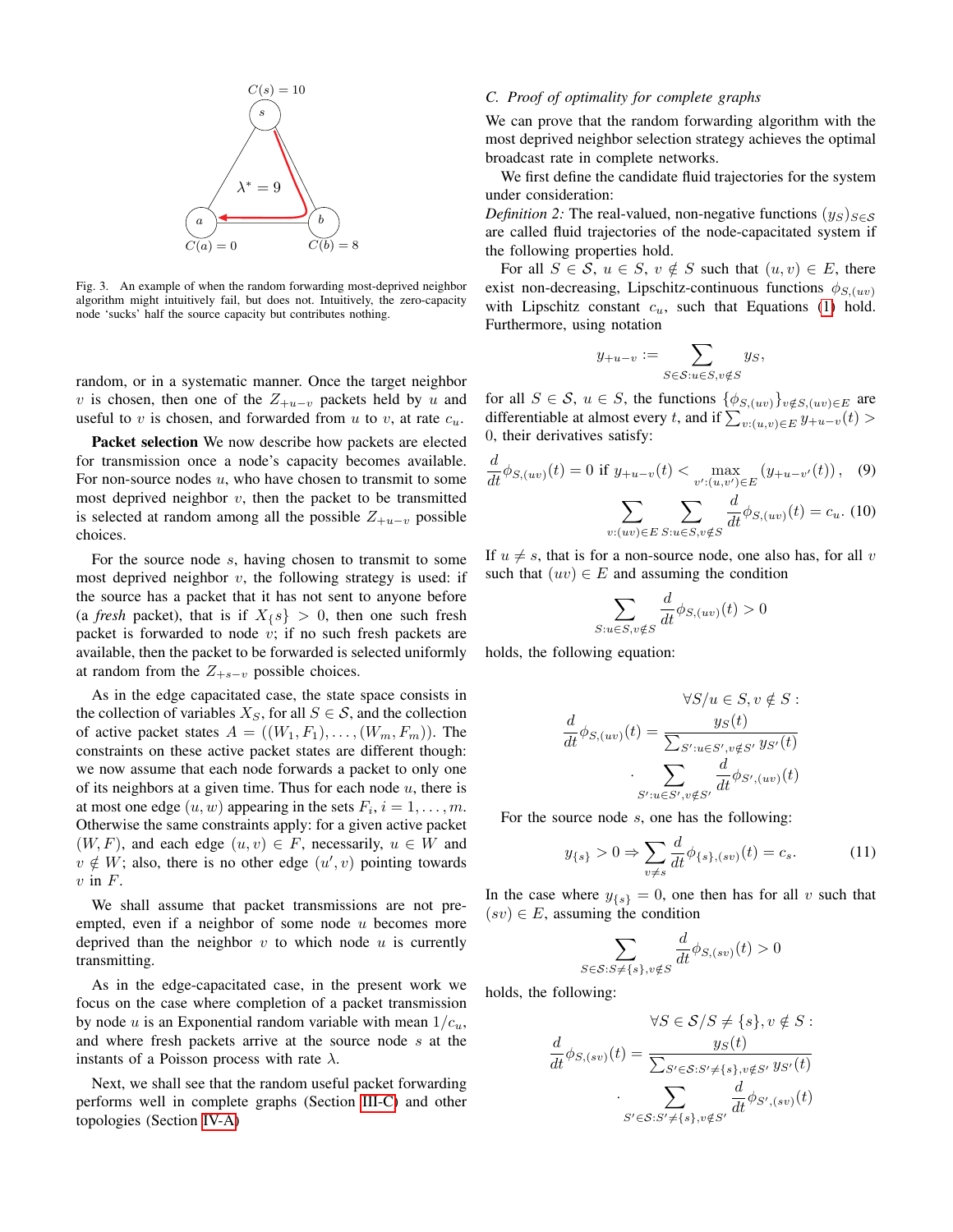Fig. 3. An example of when the random forwarding most-deprived neighbor algorithm might intuitively fail, but does not. Intuitively, the zero-capacity node 'sucks' half the source capacity but contributes nothing.

random, or in a systematic manner. Once the target neighbor $v$ is chosen, then one of the $Z_{+u-v}$ packets held by $u$ and useful to $v$ is chosen, and forwarded from $u$ to $v$, at rate $c_u$.

**Packet selection** We now describe how packets are elected for transmission once a node's capacity becomes available. For non-source nodes $u$, who have chosen to transmit to some most deprived neighbor $v$, then the packet to be transmitted is selected at random among all the possible $Z_{+u-v}$ possible choices.

For the source node $s$, having chosen to transmit to some most deprived neighbor $v$, the following strategy is used: if the source has a packet that it has not sent to anyone before (a *fresh* packet), that is if $X_{\{s\}} > 0$, then one such fresh packet is forwarded to node $v$; if no such fresh packets are available, then the packet to be forwarded is selected uniformly at random from the $Z_{+s-v}$ possible choices.

As in the edge capacitated case, the state space consists in the collection of variables $X_S$, for all $S \in \mathcal{S}$, and the collection of active packet states $A = ((W_1, F_1), \ldots, (W_m, F_m))$. The constraints on these active packet states are different though: we now assume that each node forwards a packet to only one of its neighbors at a given time. Thus for each node $u$, there is at most one edge $(u, w)$ appearing in the sets $F_i$, $i = 1, \ldots, m$. Otherwise the same constraints apply: for a given active packet $(W, F)$, and each edge $(u, v) \in F$, necessarily, $u \in W$ and $v \notin W$; also, there is no other edge $(u', v)$ pointing towards $v$ in $F$.

We shall assume that packet transmissions are not preempted, even if a neighbor of some node $u$ becomes more deprived than the neighbor $v$ to which node $u$ is currently transmitting.

As in the edge-capacitated case, in the present work we focus on the case where completion of a packet transmission by node $u$ is an Exponential random variable with mean $1/c_u$, and where fresh packets arrive at the source node $s$ at the instants of a Poisson process with rate $\lambda$.

Next, we shall see that the random useful packet forwarding performs well in complete graphs (Section III-C) and other topologies (Section IV-A)

### C. Proof of optimality for complete graphs

We can prove that the random forwarding algorithm with the most deprived neighbor selection strategy achieves the optimal broadcast rate in complete networks.

We first define the candidate fluid trajectories for the system under consideration:

*Definition 2:* The real-valued, non-negative functions $(y_S)_{S \in \mathcal{S}}$ are called fluid trajectories of the node-capacitated system if the following properties hold.

For all $S \in \mathcal{S}$, $u \in S$, $v \notin S$ such that $(u, v) \in E$, there exist non-decreasing, Lipschitz-continuous functions $\phi_{S,(uv)}$ with Lipschitz constant $c_u$, such that Equations (1) hold. Furthermore, using notation

$$y_{+u-v} := \sum_{S \in \mathcal{S}: u \in S, v \notin S} y_S,$$

for all $S \in \mathcal{S}$, $u \in S$, the functions $\{\phi_{S,(uv)}\}_{v \notin S, (uv) \in E}$ are differentiable at almost every $t$, and if $\sum_{v:(u,v) \in E} y_{+u-v}(t) > 0$, their derivatives satisfy:

$$\frac{d}{dt}\phi_{S,(uv)}(t) = 0 \text{ if } y_{+u-v}(t) < \max_{v':(u,v') \in E} (y_{+u-v'}(t)), \quad (9)$$

$$\sum_{v:(uv) \in E} \sum_{S: u \in S, v \notin S} \frac{d}{dt}\phi_{S,(uv)}(t) = c_u. \quad (10)$$

If $u \neq s$, that is for a non-source node, one also has, for all $v$ such that $(uv) \in E$ and assuming the condition

$$\sum_{S: u \in S, v \notin S} \frac{d}{dt}\phi_{S,(uv)}(t) > 0$$

holds, the following equation:

$$\forall S / u \in S, v \notin S: \quad \frac{d}{dt}\phi_{S,(uv)}(t) = \frac{y_S(t)}{\sum_{S': u \in S', v \notin S'} y_{S'}(t)} \cdot \sum_{S': u \in S', v \notin S'} \frac{d}{dt}\phi_{S',(uv)}(t)$$

For the source node $s$, one has the following:

$$y_{\{s\}} > 0 \Rightarrow \sum_{v \neq s} \frac{d}{dt}\phi_{\{s\},(sv)}(t) = c_s. \quad (11)$$

In the case where $y_{\{s\}} = 0$, one then has for all $v$ such that $(sv) \in E$, assuming the condition

$$\sum_{S \in \mathcal{S}: S \neq \{s\}, v \notin S} \frac{d}{dt}\phi_{S,(sv)}(t) > 0$$

holds, the following:

$$\forall S \in \mathcal{S} / S \neq \{s\}, v \notin S: \quad \frac{d}{dt}\phi_{S,(sv)}(t) = \frac{y_S(t)}{\sum_{S' \in \mathcal{S}: S' \neq \{s\}, v \notin S'} y_{S'}(t)} \cdot \sum_{S' \in \mathcal{S}: S' \neq \{s\}, v \notin S'} \frac{d}{dt}\phi_{S',(sv)}(t)$$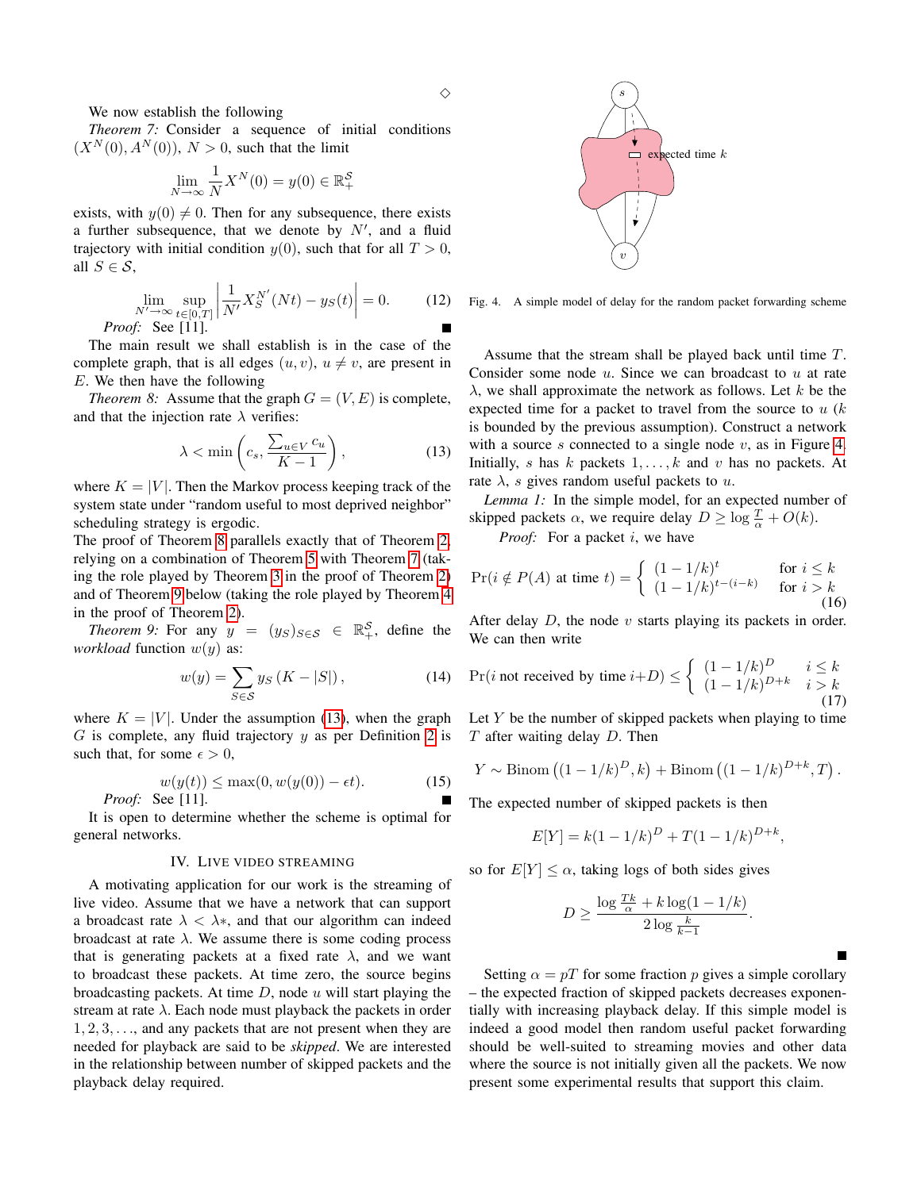◇

We now establish the following

*Theorem 7:* Consider a sequence of initial conditions $(X^N(0), A^N(0))$, $N > 0$, such that the limit

$$\lim_{N\to\infty} \frac{1}{N} X^N(0) = y(0) \in \mathbb{R}_+^{\mathcal{S}}$$

exists, with $y(0) \neq 0$. Then for any subsequence, there exists a further subsequence, that we denote by $N'$, and a fluid trajectory with initial condition $y(0)$, such that for all $T > 0$, all $S \in \mathcal{S}$,

$$\lim_{N'\to\infty} \sup_{t\in[0,T]} \left| \frac{1}{N'} X_S^{N'}(Nt) - y_S(t) \right| = 0. \tag{12}$$

*Proof:* See [11]. ∎

The main result we shall establish is in the case of the complete graph, that is all edges $(u, v)$, $u \neq v$, are present in $E$. We then have the following

*Theorem 8:* Assume that the graph $G = (V, E)$ is complete, and that the injection rate $\lambda$ verifies:

$$\lambda < \min\left(c_s, \frac{\sum_{u\in V} c_u}{K-1}\right), \tag{13}$$

where $K = |V|$. Then the Markov process keeping track of the system state under "random useful to most deprived neighbor" scheduling strategy is ergodic.

The proof of Theorem 8 parallels exactly that of Theorem 2, relying on a combination of Theorem 5 with Theorem 7 (taking the role played by Theorem 3 in the proof of Theorem 2) and of Theorem 9 below (taking the role played by Theorem 4 in the proof of Theorem 2).

*Theorem 9:* For any $y = (y_S)_{S\in\mathcal{S}} \in \mathbb{R}_+^{\mathcal{S}}$, define the *workload* function $w(y)$ as:

$$w(y) = \sum_{S\in\mathcal{S}} y_S \left(K - |S|\right), \tag{14}$$

where $K = |V|$. Under the assumption (13), when the graph $G$ is complete, any fluid trajectory $y$ as per Definition 2 is such that, for some $\epsilon > 0$,

$$w(y(t)) \leq \max(0, w(y(0)) - \epsilon t). \tag{15}$$

*Proof:* See [11]. ∎

It is open to determine whether the scheme is optimal for general networks.

## IV. Live Video Streaming

A motivating application for our work is the streaming of live video. Assume that we have a network that can support a broadcast rate $\lambda < \lambda*$, and that our algorithm can indeed broadcast at rate $\lambda$. We assume there is some coding process that is generating packets at a fixed rate $\lambda$, and we want to broadcast these packets. At time zero, the source begins broadcasting packets. At time $D$, node $u$ will start playing the stream at rate $\lambda$. Each node must playback the packets in order $1, 2, 3, \ldots$, and any packets that are not present when they are needed for playback are said to be *skipped*. We are interested in the relationship between number of skipped packets and the playback delay required.

Fig. 4. A simple model of delay for the random packet forwarding scheme

Assume that the stream shall be played back until time $T$. Consider some node $u$. Since we can broadcast to $u$ at rate $\lambda$, we shall approximate the network as follows. Let $k$ be the expected time for a packet to travel from the source to $u$ ($k$ is bounded by the previous assumption). Construct a network with a source $s$ connected to a single node $v$, as in Figure 4. Initially, $s$ has $k$ packets $1, \ldots, k$ and $v$ has no packets. At rate $\lambda$, $s$ gives random useful packets to $u$.

*Lemma 1:* In the simple model, for an expected number of skipped packets $\alpha$, we require delay $D \geq \log \frac{T}{\alpha} + O(k)$.

*Proof:* For a packet $i$, we have

$$\Pr(i \notin P(A) \text{ at time } t) = \begin{cases} (1-1/k)^t & \text{for } i \leq k \\ (1-1/k)^{t-(i-k)} & \text{for } i > k \end{cases} \tag{16}$$

After delay $D$, the node $v$ starts playing its packets in order. We can then write

$$\Pr(i \text{ not received by time } i{+}D) \leq \begin{cases} (1-1/k)^D & i \leq k \\ (1-1/k)^{D+k} & i > k \end{cases} \tag{17}$$

Let $Y$ be the number of skipped packets when playing to time $T$ after waiting delay $D$. Then

$$Y \sim \text{Binom}\left((1-1/k)^D, k\right) + \text{Binom}\left((1-1/k)^{D+k}, T\right).$$

The expected number of skipped packets is then

$$E[Y] = k(1-1/k)^D + T(1-1/k)^{D+k},$$

so for $E[Y] \leq \alpha$, taking logs of both sides gives

$$D \geq \frac{\log \frac{Tk}{\alpha} + k \log(1-1/k)}{2 \log \frac{k}{k-1}}.$$

∎

Setting $\alpha = pT$ for some fraction $p$ gives a simple corollary – the expected fraction of skipped packets decreases exponentially with increasing playback delay. If this simple model is indeed a good model then random useful packet forwarding should be well-suited to streaming movies and other data where the source is not initially given all the packets. We now present some experimental results that support this claim.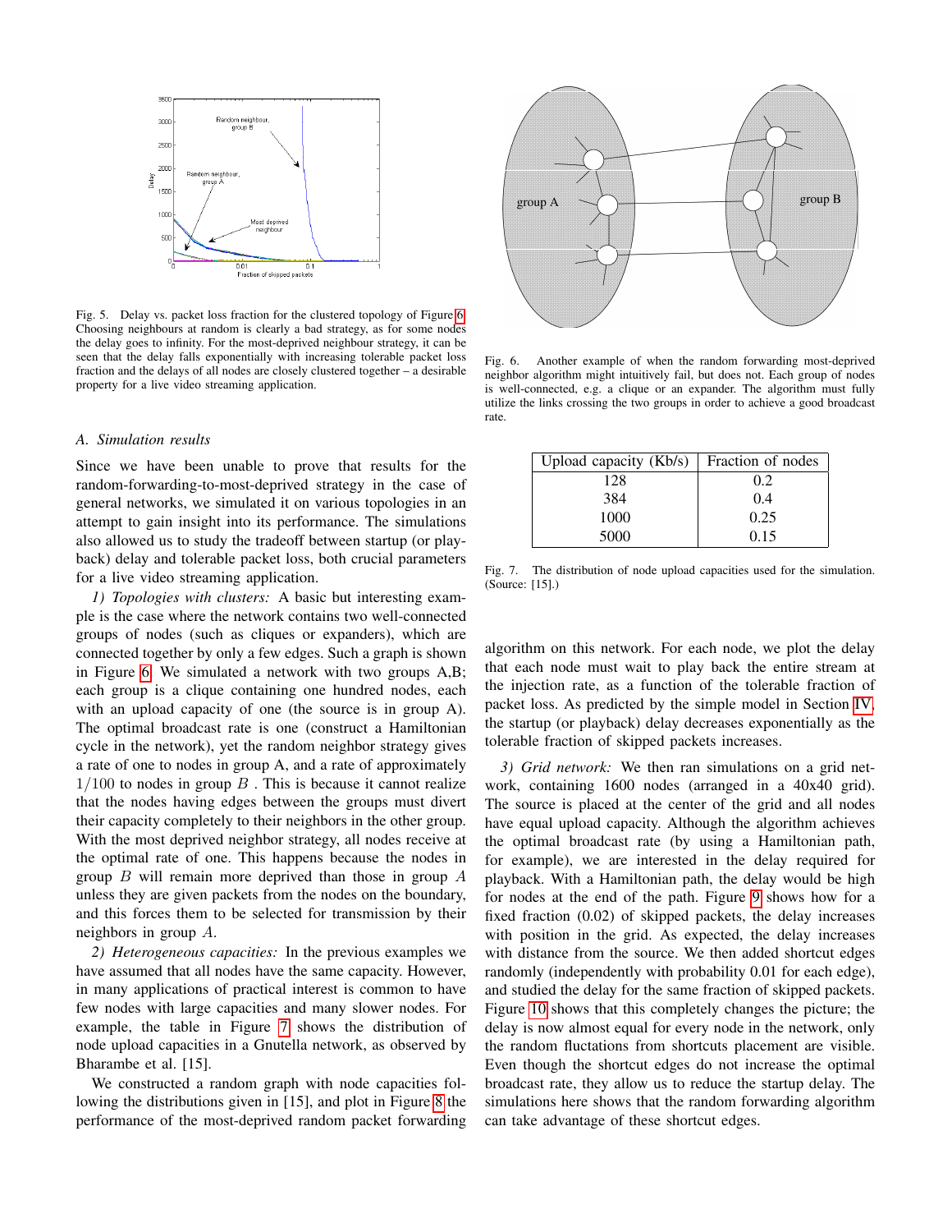3500
3000
2500
2000
1500
1000
500
0
Delay
0
0.01
0.1
1
Fraction of skipped packets
Random neighbour, group B
Random neighbour, group A
Most deprived neighbour

Fig. 5. Delay vs. packet loss fraction for the clustered topology of Figure 6. Choosing neighbours at random is clearly a bad strategy, as for some nodes the delay goes to infinity. For the most-deprived neighbour strategy, it can be seen that the delay falls exponentially with increasing tolerable packet loss fraction and the delays of all nodes are closely clustered together – a desirable property for a live video streaming application.

group A
group B

Fig. 6. Another example of when the random forwarding most-deprived neighbor algorithm might intuitively fail, but does not. Each group of nodes is well-connected, e.g. a clique or an expander. The algorithm must fully utilize the links crossing the two groups in order to achieve a good broadcast rate.

### A. Simulation results

Since we have been unable to prove that results for the random-forwarding-to-most-deprived strategy in the case of general networks, we simulated it on various topologies in an attempt to gain insight into its performance. The simulations also allowed us to study the tradeoff between startup (or playback) delay and tolerable packet loss, both crucial parameters for a live video streaming application.

*1) Topologies with clusters:* A basic but interesting example is the case where the network contains two well-connected groups of nodes (such as cliques or expanders), which are connected together by only a few edges. Such a graph is shown in Figure 6. We simulated a network with two groups A,B; each group is a clique containing one hundred nodes, each with an upload capacity of one (the source is in group A). The optimal broadcast rate is one (construct a Hamiltonian cycle in the network), yet the random neighbor strategy gives a rate of one to nodes in group A, and a rate of approximately $1/100$ to nodes in group $B$ . This is because it cannot realize that the nodes having edges between the groups must divert their capacity completely to their neighbors in the other group. With the most deprived neighbor strategy, all nodes receive at the optimal rate of one. This happens because the nodes in group $B$ will remain more deprived than those in group $A$ unless they are given packets from the nodes on the boundary, and this forces them to be selected for transmission by their neighbors in group $A$.

*2) Heterogeneous capacities:* In the previous examples we have assumed that all nodes have the same capacity. However, in many applications of practical interest is common to have few nodes with large capacities and many slower nodes. For example, the table in Figure 7 shows the distribution of node upload capacities in a Gnutella network, as observed by Bharambe et al. [15].

We constructed a random graph with node capacities following the distributions given in [15], and plot in Figure 8 the performance of the most-deprived random packet forwarding algorithm on this network. For each node, we plot the delay that each node must wait to play back the entire stream at the injection rate, as a function of the tolerable fraction of packet loss. As predicted by the simple model in Section IV, the startup (or playback) delay decreases exponentially as the tolerable fraction of skipped packets increases.

| Upload capacity (Kb/s) | Fraction of nodes |
|---|---|
| 128 | 0.2 |
| 384 | 0.4 |
| 1000 | 0.25 |
| 5000 | 0.15 |

Fig. 7. The distribution of node upload capacities used for the simulation. (Source: [15].)

*3) Grid network:* We then ran simulations on a grid network, containing 1600 nodes (arranged in a 40x40 grid). The source is placed at the center of the grid and all nodes have equal upload capacity. Although the algorithm achieves the optimal broadcast rate (by using a Hamiltonian path, for example), we are interested in the delay required for playback. With a Hamiltonian path, the delay would be high for nodes at the end of the path. Figure 9 shows how for a fixed fraction (0.02) of skipped packets, the delay increases with position in the grid. As expected, the delay increases with distance from the source. We then added shortcut edges randomly (independently with probability 0.01 for each edge), and studied the delay for the same fraction of skipped packets. Figure 10 shows that this completely changes the picture; the delay is now almost equal for every node in the network, only the random fluctuations from shortcuts placement are visible. Even though the shortcut edges do not increase the optimal broadcast rate, they allow us to reduce the startup delay. The simulations here shows that the random forwarding algorithm can take advantage of these shortcut edges.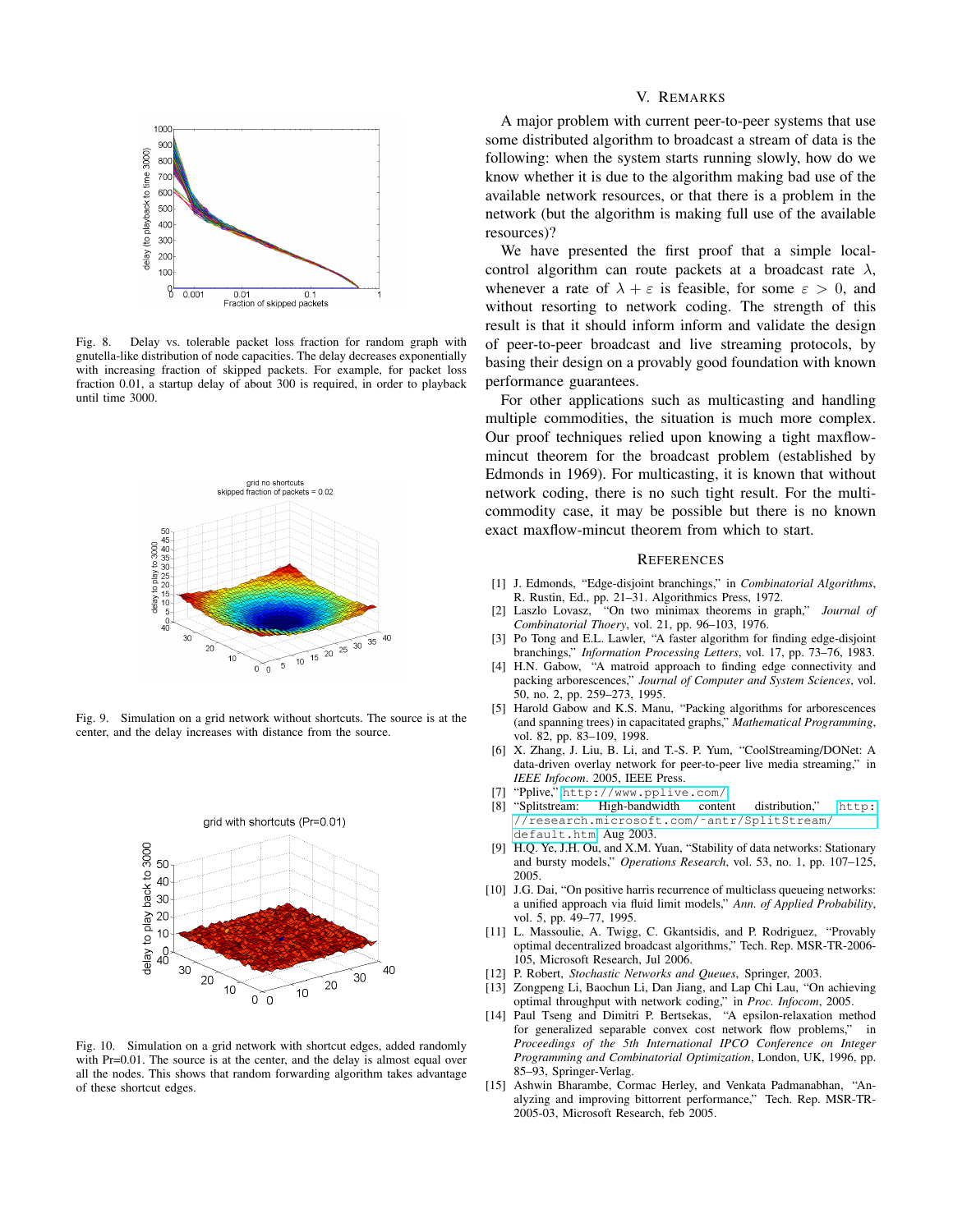1000
900
800
700
600
500
400
300
200
100
0
delay (to playback to time 3000)
0 0.001 0.01 0.1 1
Fraction of skipped packets

Fig. 8. Delay vs. tolerable packet loss fraction for random graph with gnutella-like distribution of node capacities. The delay decreases exponentially with increasing fraction of skipped packets. For example, for packet loss fraction 0.01, a startup delay of about 300 is required, in order to playback until time 3000.

grid no shortcuts
skipped fraction of packets = 0.02

delay to play to 3000

Fig. 9. Simulation on a grid network without shortcuts. The source is at the center, and the delay increases with distance from the source.

grid with shortcuts (Pr=0.01)

delay to play back to 3000

Fig. 10. Simulation on a grid network with shortcut edges, added randomly with Pr=0.01. The source is at the center, and the delay is almost equal over all the nodes. This shows that random forwarding algorithm takes advantage of these shortcut edges.

## V. REMARKS

A major problem with current peer-to-peer systems that use some distributed algorithm to broadcast a stream of data is the following: when the system starts running slowly, how do we know whether it is due to the algorithm making bad use of the available network resources, or that there is a problem in the network (but the algorithm is making full use of the available resources)?

We have presented the first proof that a simple local-control algorithm can route packets at a broadcast rate $\lambda$, whenever a rate of $\lambda + \varepsilon$ is feasible, for some $\varepsilon > 0$, and without resorting to network coding. The strength of this result is that it should inform inform and validate the design of peer-to-peer broadcast and live streaming protocols, by basing their design on a provably good foundation with known performance guarantees.

For other applications such as multicasting and handling multiple commodities, the situation is much more complex. Our proof techniques relied upon knowing a tight maxflow-mincut theorem for the broadcast problem (established by Edmonds in 1969). For multicasting, it is known that without network coding, there is no such tight result. For the multi-commodity case, it may be possible but there is no known exact maxflow-mincut theorem from which to start.

## REFERENCES

[1] J. Edmonds, "Edge-disjoint branchings," in *Combinatorial Algorithms*, R. Rustin, Ed., pp. 21–31. Algorithmics Press, 1972.
[2] Laszlo Lovasz, "On two minimax theorems in graph," *Journal of Combinatorial Thoery*, vol. 21, pp. 96–103, 1976.
[3] Po Tong and E.L. Lawler, "A faster algorithm for finding edge-disjoint branchings," *Information Processing Letters*, vol. 17, pp. 73–76, 1983.
[4] H.N. Gabow, "A matroid approach to finding edge connectivity and packing arborescences," *Journal of Computer and System Sciences*, vol. 50, no. 2, pp. 259–273, 1995.
[5] Harold Gabow and K.S. Manu, "Packing algorithms for arborescences (and spanning trees) in capacitated graphs," *Mathematical Programming*, vol. 82, pp. 83–109, 1998.
[6] X. Zhang, J. Liu, B. Li, and T.-S. P. Yum, "CoolStreaming/DONet: A data-driven overlay network for peer-to-peer live media streaming," in *IEEE Infocom*. 2005, IEEE Press.
[7] "Pplive," http://www.pplive.com/.
[8] "Splitstream: High-bandwidth content distribution," http://research.microsoft.com/~antr/SplitStream/default.htm, Aug 2003.
[9] H.Q. Ye, J.H. Ou, and X.M. Yuan, "Stability of data networks: Stationary and bursty models," *Operations Research*, vol. 53, no. 1, pp. 107–125, 2005.
[10] J.G. Dai, "On positive harris recurrence of multiclass queueing networks: a unified approach via fluid limit models," *Ann. of Applied Probability*, vol. 5, pp. 49–77, 1995.
[11] L. Massoulie, A. Twigg, C. Gkantsidis, and P. Rodriguez, "Provably optimal decentralized broadcast algorithms," Tech. Rep. MSR-TR-2006-105, Microsoft Research, Jul 2006.
[12] P. Robert, *Stochastic Networks and Queues*, Springer, 2003.
[13] Zongpeng Li, Baochun Li, Dan Jiang, and Lap Chi Lau, "On achieving optimal throughput with network coding," in *Proc. Infocom*, 2005.
[14] Paul Tseng and Dimitri P. Bertsekas, "A epsilon-relaxation method for generalized separable convex cost network flow problems," in *Proceedings of the 5th International IPCO Conference on Integer Programming and Combinatorial Optimization*, London, UK, 1996, pp. 85–93, Springer-Verlag.
[15] Ashwin Bharambe, Cormac Herley, and Venkata Padmanabhan, "Analyzing and improving bittorrent performance," Tech. Rep. MSR-TR-2005-03, Microsoft Research, feb 2005.